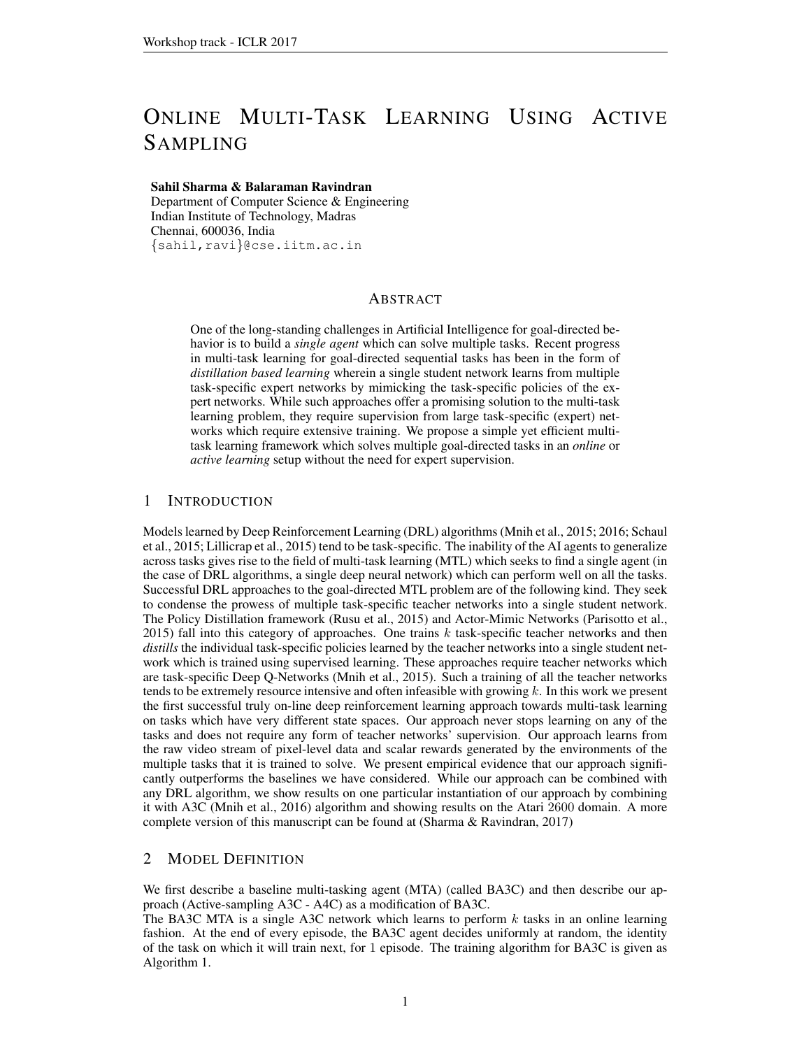# Online Multi-Task Learning Using Active Sampling

**Sahil Sharma & Balaraman Ravindran**
Department of Computer Science & Engineering
Indian Institute of Technology, Madras
Chennai, 600036, India
{sahil,ravi}@cse.iitm.ac.in

## Abstract

One of the long-standing challenges in Artificial Intelligence for goal-directed behavior is to build a *single agent* which can solve multiple tasks. Recent progress in multi-task learning for goal-directed sequential tasks has been in the form of *distillation based learning* wherein a single student network learns from multiple task-specific expert networks by mimicking the task-specific policies of the expert networks. While such approaches offer a promising solution to the multi-task learning problem, they require supervision from large task-specific (expert) networks which require extensive training. We propose a simple yet efficient multi-task learning framework which solves multiple goal-directed tasks in an *online* or *active learning* setup without the need for expert supervision.

## 1 Introduction

Models learned by Deep Reinforcement Learning (DRL) algorithms (Mnih et al., 2015; 2016; Schaul et al., 2015; Lillicrap et al., 2015) tend to be task-specific. The inability of the AI agents to generalize across tasks gives rise to the field of multi-task learning (MTL) which seeks to find a single agent (in the case of DRL algorithms, a single deep neural network) which can perform well on all the tasks. Successful DRL approaches to the goal-directed MTL problem are of the following kind. They seek to condense the prowess of multiple task-specific teacher networks into a single student network. The Policy Distillation framework (Rusu et al., 2015) and Actor-Mimic Networks (Parisotto et al., 2015) fall into this category of approaches. One trains $k$ task-specific teacher networks and then *distills* the individual task-specific policies learned by the teacher networks into a single student network which is trained using supervised learning. These approaches require teacher networks which are task-specific Deep Q-Networks (Mnih et al., 2015). Such a training of all the teacher networks tends to be extremely resource intensive and often infeasible with growing $k$. In this work we present the first successful truly on-line deep reinforcement learning approach towards multi-task learning on tasks which have very different state spaces. Our approach never stops learning on any of the tasks and does not require any form of teacher networks' supervision. Our approach learns from the raw video stream of pixel-level data and scalar rewards generated by the environments of the multiple tasks that it is trained to solve. We present empirical evidence that our approach significantly outperforms the baselines we have considered. While our approach can be combined with any DRL algorithm, we show results on one particular instantiation of our approach by combining it with A3C (Mnih et al., 2016) algorithm and showing results on the Atari 2600 domain. A more complete version of this manuscript can be found at (Sharma & Ravindran, 2017)

## 2 Model Definition

We first describe a baseline multi-tasking agent (MTA) (called BA3C) and then describe our approach (Active-sampling A3C - A4C) as a modification of BA3C.
The BA3C MTA is a single A3C network which learns to perform $k$ tasks in an online learning fashion. At the end of every episode, the BA3C agent decides uniformly at random, the identity of the task on which it will train next, for 1 episode. The training algorithm for BA3C is given as Algorithm 1.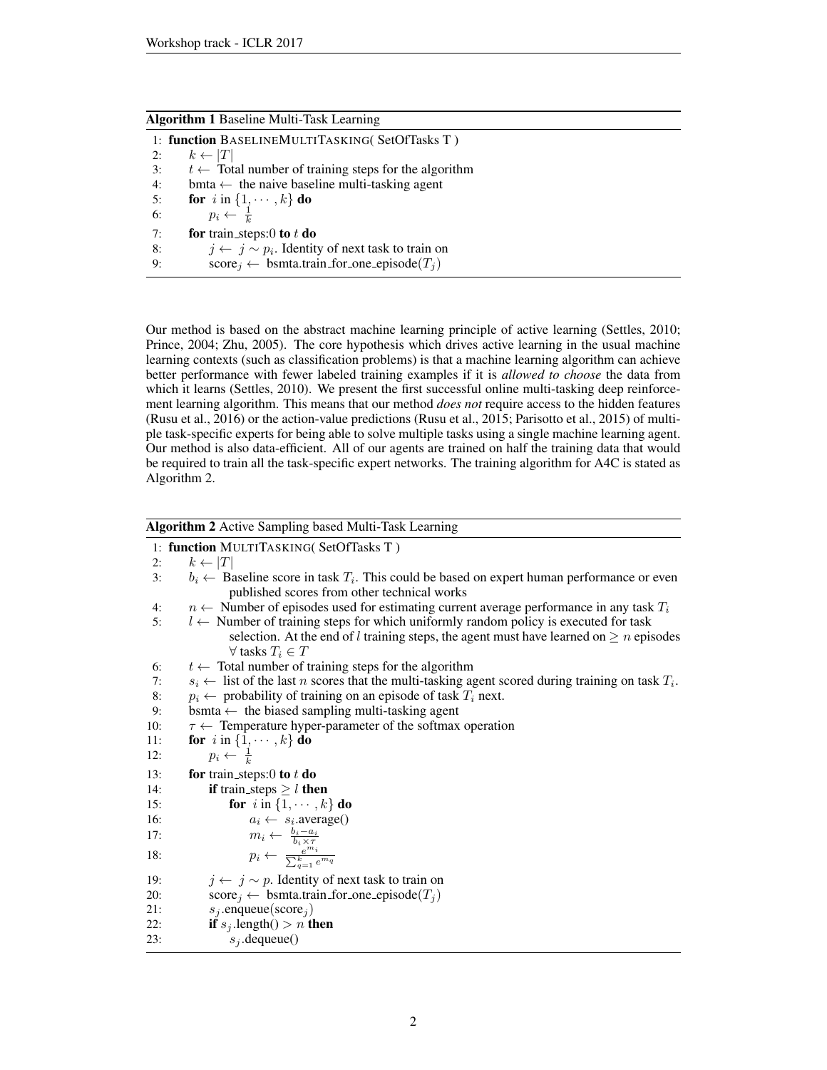**Algorithm 1** Baseline Multi-Task Learning

```
1: function BASELINEMULTITASKING( SetOfTasks T )
2:     k ← |T|
3:     t ← Total number of training steps for the algorithm
4:     bmta ← the naive baseline multi-tasking agent
5:     for i in {1, ··· , k} do
6:         p_i ← 1/k
7:     for train_steps:0 to t do
8:         j ← j ∼ p_i. Identity of next task to train on
9:         score_j ← bmta.train_for_one_episode(T_j)
```

Our method is based on the abstract machine learning principle of active learning (Settles, 2010; Prince, 2004; Zhu, 2005). The core hypothesis which drives active learning in the usual machine learning contexts (such as classification problems) is that a machine learning algorithm can achieve better performance with fewer labeled training examples if it is *allowed to choose* the data from which it learns (Settles, 2010). We present the first successful online multi-tasking deep reinforcement learning algorithm. This means that our method *does not* require access to the hidden features (Rusu et al., 2016) or the action-value predictions (Rusu et al., 2015; Parisotto et al., 2015) of multiple task-specific experts for being able to solve multiple tasks using a single machine learning agent. Our method is also data-efficient. All of our agents are trained on half the training data that would be required to train all the task-specific expert networks. The training algorithm for A4C is stated as Algorithm 2.

**Algorithm 2** Active Sampling based Multi-Task Learning

```
1: function MULTITASKING( SetOfTasks T )
2:     k ← |T|
3:     b_i ← Baseline score in task T_i. This could be based on expert human performance or even
              published scores from other technical works
4:     n ← Number of episodes used for estimating current average performance in any task T_i
5:     l ← Number of training steps for which uniformly random policy is executed for task
              selection. At the end of l training steps, the agent must have learned on ≥ n episodes
              ∀ tasks T_i ∈ T
6:     t ← Total number of training steps for the algorithm
7:     s_i ← list of the last n scores that the multi-tasking agent scored during training on task T_i.
8:     p_i ← probability of training on an episode of task T_i next.
9:     bsmta ← the biased sampling multi-tasking agent
10:    τ ← Temperature hyper-parameter of the softmax operation
11:    for i in {1, ··· , k} do
12:        p_i ← 1/k
13:    for train_steps:0 to t do
14:        if train_steps ≥ l then
15:            for i in {1, ··· , k} do
16:                a_i ← s_i.average()
17:                m_i ← (b_i − a_i) / (b_i × τ)
18:                p_i ← e^{m_i} / Σ_{q=1}^{k} e^{m_q}
19:        j ← j ∼ p. Identity of next task to train on
20:        score_j ← bsmta.train_for_one_episode(T_j)
21:        s_j.enqueue(score_j)
22:        if s_j.length() > n then
23:            s_j.dequeue()
```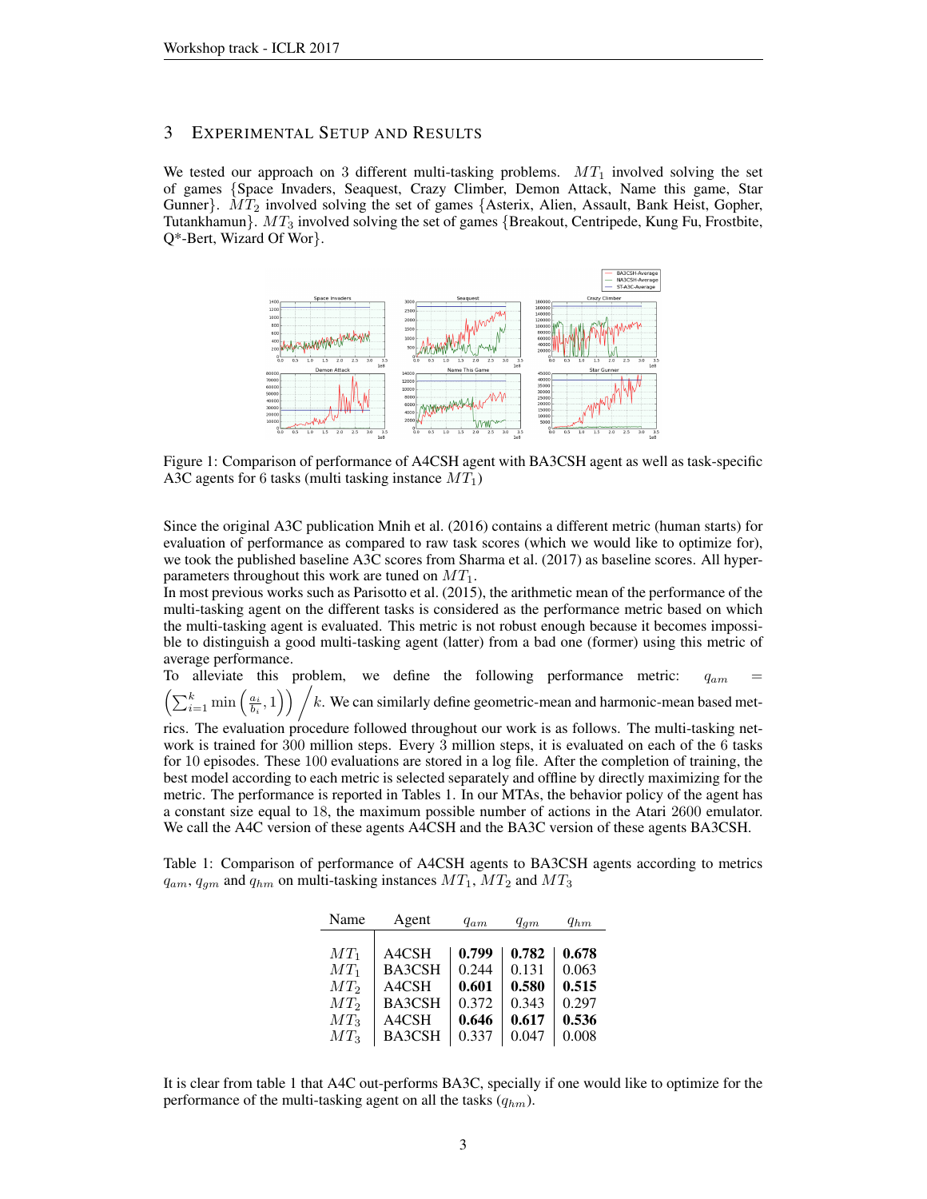## 3 EXPERIMENTAL SETUP AND RESULTS

We tested our approach on 3 different multi-tasking problems. $MT_1$ involved solving the set of games {Space Invaders, Seaquest, Crazy Climber, Demon Attack, Name this game, Star Gunner}. $MT_2$ involved solving the set of games {Asterix, Alien, Assault, Bank Heist, Gopher, Tutankhamun}. $MT_3$ involved solving the set of games {Breakout, Centripede, Kung Fu, Frostbite, Q*-Bert, Wizard Of Wor}.

Figure 1: Comparison of performance of A4CSH agent with BA3CSH agent as well as task-specific A3C agents for 6 tasks (multi tasking instance $MT_1$)

Since the original A3C publication Mnih et al. (2016) contains a different metric (human starts) for evaluation of performance as compared to raw task scores (which we would like to optimize for), we took the published baseline A3C scores from Sharma et al. (2017) as baseline scores. All hyper-parameters throughout this work are tuned on $MT_1$.

In most previous works such as Parisotto et al. (2015), the arithmetic mean of the performance of the multi-tasking agent on the different tasks is considered as the performance metric based on which the multi-tasking agent is evaluated. This metric is not robust enough because it becomes impossible to distinguish a good multi-tasking agent (latter) from a bad one (former) using this metric of average performance.

To alleviate this problem, we define the following performance metric: $q_{am} = \left(\sum_{i=1}^{k} \min\left(\frac{a_i}{b_i}, 1\right)\right) \Big/ k$. We can similarly define geometric-mean and harmonic-mean based metrics. The evaluation procedure followed throughout our work is as follows. The multi-tasking network is trained for 300 million steps. Every 3 million steps, it is evaluated on each of the 6 tasks for 10 episodes. These 100 evaluations are stored in a log file. After the completion of training, the best model according to each metric is selected separately and offline by directly maximizing for the metric. The performance is reported in Tables 1. In our MTAs, the behavior policy of the agent has a constant size equal to 18, the maximum possible number of actions in the Atari 2600 emulator. We call the A4C version of these agents A4CSH and the BA3C version of these agents BA3CSH.

Table 1: Comparison of performance of A4CSH agents to BA3CSH agents according to metrics $q_{am}$, $q_{gm}$ and $q_{hm}$ on multi-tasking instances $MT_1$, $MT_2$ and $MT_3$

| Name | Agent | $q_{am}$ | $q_{gm}$ | $q_{hm}$ |
|---|---|---|---|---|
| $MT_1$ | A4CSH | **0.799** | **0.782** | **0.678** |
| $MT_1$ | BA3CSH | 0.244 | 0.131 | 0.063 |
| $MT_2$ | A4CSH | **0.601** | **0.580** | **0.515** |
| $MT_2$ | BA3CSH | 0.372 | 0.343 | 0.297 |
| $MT_3$ | A4CSH | **0.646** | **0.617** | **0.536** |
| $MT_3$ | BA3CSH | 0.337 | 0.047 | 0.008 |

It is clear from table 1 that A4C out-performs BA3C, specially if one would like to optimize for the performance of the multi-tasking agent on all the tasks ($q_{hm}$).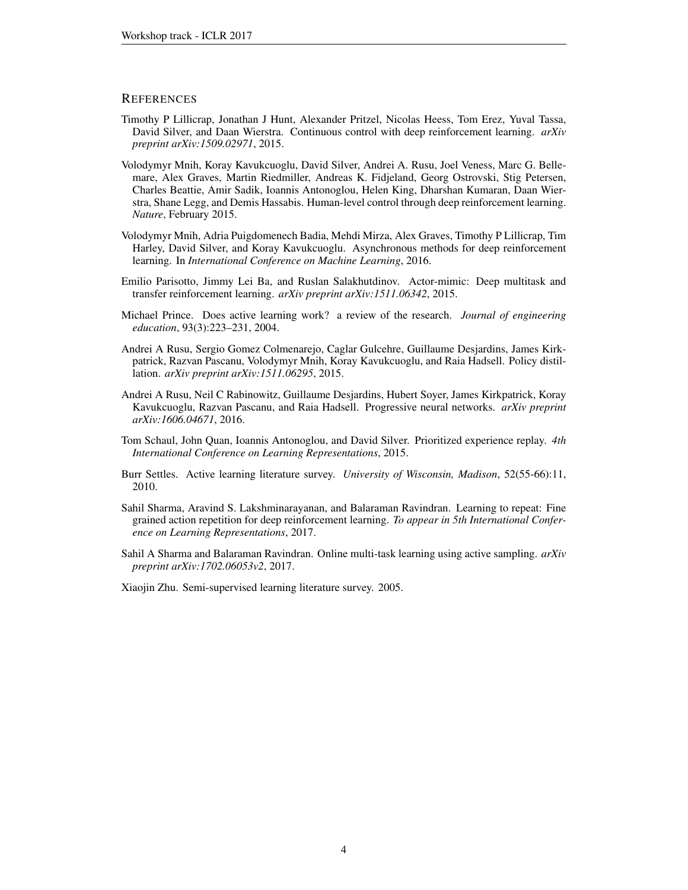## REFERENCES

Timothy P Lillicrap, Jonathan J Hunt, Alexander Pritzel, Nicolas Heess, Tom Erez, Yuval Tassa, David Silver, and Daan Wierstra. Continuous control with deep reinforcement learning. *arXiv preprint arXiv:1509.02971*, 2015.

Volodymyr Mnih, Koray Kavukcuoglu, David Silver, Andrei A. Rusu, Joel Veness, Marc G. Bellemare, Alex Graves, Martin Riedmiller, Andreas K. Fidjeland, Georg Ostrovski, Stig Petersen, Charles Beattie, Amir Sadik, Ioannis Antonoglou, Helen King, Dharshan Kumaran, Daan Wierstra, Shane Legg, and Demis Hassabis. Human-level control through deep reinforcement learning. *Nature*, February 2015.

Volodymyr Mnih, Adria Puigdomenech Badia, Mehdi Mirza, Alex Graves, Timothy P Lillicrap, Tim Harley, David Silver, and Koray Kavukcuoglu. Asynchronous methods for deep reinforcement learning. In *International Conference on Machine Learning*, 2016.

Emilio Parisotto, Jimmy Lei Ba, and Ruslan Salakhutdinov. Actor-mimic: Deep multitask and transfer reinforcement learning. *arXiv preprint arXiv:1511.06342*, 2015.

Michael Prince. Does active learning work? a review of the research. *Journal of engineering education*, 93(3):223–231, 2004.

Andrei A Rusu, Sergio Gomez Colmenarejo, Caglar Gulcehre, Guillaume Desjardins, James Kirkpatrick, Razvan Pascanu, Volodymyr Mnih, Koray Kavukcuoglu, and Raia Hadsell. Policy distillation. *arXiv preprint arXiv:1511.06295*, 2015.

Andrei A Rusu, Neil C Rabinowitz, Guillaume Desjardins, Hubert Soyer, James Kirkpatrick, Koray Kavukcuoglu, Razvan Pascanu, and Raia Hadsell. Progressive neural networks. *arXiv preprint arXiv:1606.04671*, 2016.

Tom Schaul, John Quan, Ioannis Antonoglou, and David Silver. Prioritized experience replay. *4th International Conference on Learning Representations*, 2015.

Burr Settles. Active learning literature survey. *University of Wisconsin, Madison*, 52(55-66):11, 2010.

Sahil Sharma, Aravind S. Lakshminarayanan, and Balaraman Ravindran. Learning to repeat: Fine grained action repetition for deep reinforcement learning. *To appear in 5th International Conference on Learning Representations*, 2017.

Sahil A Sharma and Balaraman Ravindran. Online multi-task learning using active sampling. *arXiv preprint arXiv:1702.06053v2*, 2017.

Xiaojin Zhu. Semi-supervised learning literature survey. 2005.